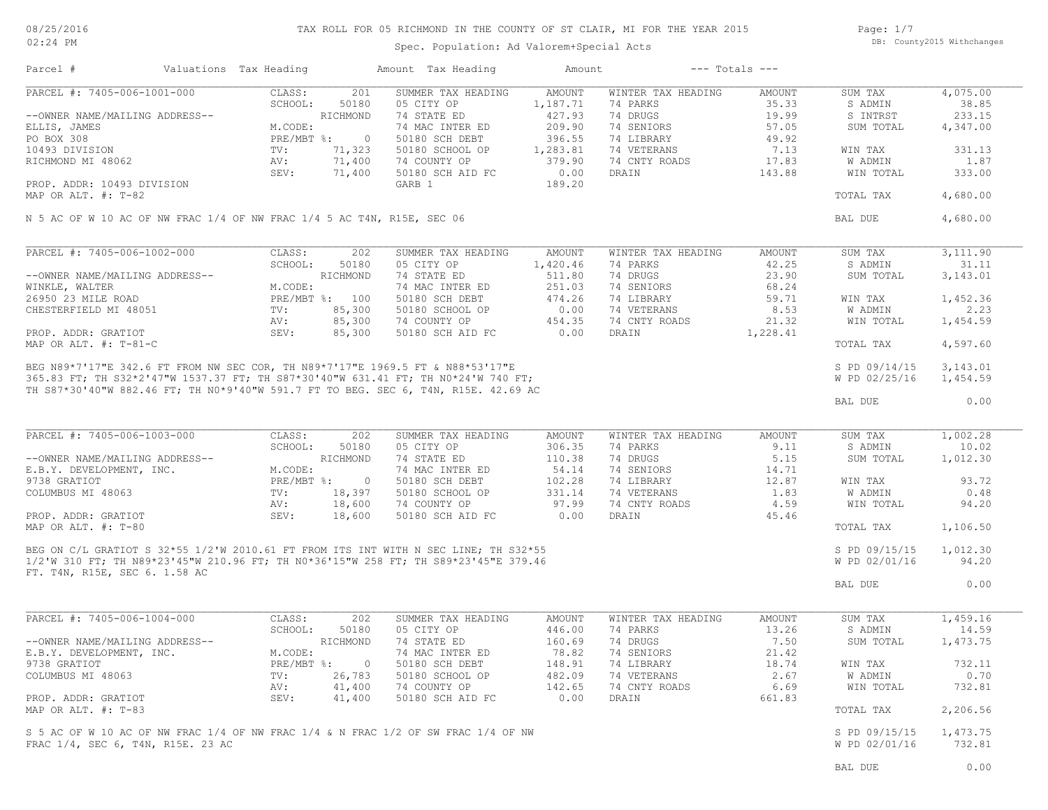# TAX ROLL FOR 05 RICHMOND IN THE COUNTY OF ST CLAIR, MI FOR THE YEAR 2015

Spec. Population: Ad Valorem+Special Acts

DB: County2015 Withchanges

| Parcel # | Valuations | Tax Heading | Amount | Tax Heading | Amount | --- Totals --- | |
|---|---|---|---|---|---|---|---|

## PARCEL #: 7405-006-1001-000

| | | | SUMMER TAX HEADING | AMOUNT | WINTER TAX HEADING | AMOUNT | | |
|---|---|---|---|---|---|---|---|---|
| --OWNER NAME/MAILING ADDRESS-- | CLASS: | 201 | 05 CITY OP | 1,187.71 | 74 PARKS | 35.33 | SUM TAX | 4,075.00 |
| ELLIS, JAMES | SCHOOL: | 50180 RICHMOND | 74 STATE ED | 427.93 | 74 DRUGS | 19.99 | S ADMIN | 38.85 |
| PO BOX 308 | M.CODE: | | 74 MAC INTER ED | 209.90 | 74 SENIORS | 57.05 | S INTRST | 233.15 |
| 10493 DIVISION | PRE/MBT %: | 0 | 50180 SCH DEBT | 396.55 | 74 LIBRARY | 49.92 | SUM TOTAL | 4,347.00 |
| RICHMOND MI 48062 | TV: | 71,323 | 50180 SCHOOL OP | 1,283.81 | 74 VETERANS | 7.13 | WIN TAX | 331.13 |
| | AV: | 71,400 | 74 COUNTY OP | 379.90 | 74 CNTY ROADS | 17.83 | W ADMIN | 1.87 |
| | SEV: | 71,400 | 50180 SCH AID FC | 0.00 | DRAIN | 143.88 | WIN TOTAL | 333.00 |
| PROP. ADDR: 10493 DIVISION | | | GARB 1 | 189.20 | | | | |
| MAP OR ALT. #: T-82 | | | | | | | TOTAL TAX | 4,680.00 |

N 5 AC OF W 10 AC OF NW FRAC 1/4 OF NW FRAC 1/4 5 AC T4N, R15E, SEC 06

BAL DUE 4,680.00

## PARCEL #: 7405-006-1002-000

| | | | SUMMER TAX HEADING | AMOUNT | WINTER TAX HEADING | AMOUNT | | |
|---|---|---|---|---|---|---|---|---|
| --OWNER NAME/MAILING ADDRESS-- | CLASS: | 202 | 05 CITY OP | 1,420.46 | 74 PARKS | 42.25 | SUM TAX | 3,111.90 |
| WINKLE, WALTER | SCHOOL: | 50180 RICHMOND | 74 STATE ED | 511.80 | 74 DRUGS | 23.90 | S ADMIN | 31.11 |
| 26950 23 MILE ROAD | M.CODE: | | 74 MAC INTER ED | 251.03 | 74 SENIORS | 68.24 | SUM TOTAL | 3,143.01 |
| CHESTERFIELD MI 48051 | PRE/MBT %: | 100 | 50180 SCH DEBT | 474.26 | 74 LIBRARY | 59.71 | WIN TAX | 1,452.36 |
| | TV: | 85,300 | 50180 SCHOOL OP | 0.00 | 74 VETERANS | 8.53 | W ADMIN | 2.23 |
| | AV: | 85,300 | 74 COUNTY OP | 454.35 | 74 CNTY ROADS | 21.32 | WIN TOTAL | 1,454.59 |
| PROP. ADDR: GRATIOT | SEV: | 85,300 | 50180 SCH AID FC | 0.00 | DRAIN | 1,228.41 | | |
| MAP OR ALT. #: T-81-C | | | | | | | TOTAL TAX | 4,597.60 |

BEG N89*7'17"E 342.6 FT FROM NW SEC COR, TH N89*7'17"E 1969.5 FT & N88*53'17"E 365.83 FT; TH S32*2'47"W 1537.37 FT; TH S87*30'40"W 631.41 FT; TH N0*24'W 740 FT; TH S87*30'40"W 882.46 FT; TH N0*9'40"W 591.7 FT TO BEG. SEC 6, T4N, R15E. 42.69 AC

S PD 09/14/15 3,143.01
W PD 02/25/16 1,454.59

BAL DUE 0.00

## PARCEL #: 7405-006-1003-000

| | | | SUMMER TAX HEADING | AMOUNT | WINTER TAX HEADING | AMOUNT | | |
|---|---|---|---|---|---|---|---|---|
| --OWNER NAME/MAILING ADDRESS-- | CLASS: | 202 | 05 CITY OP | 306.35 | 74 PARKS | 9.11 | SUM TAX | 1,002.28 |
| E.B.Y. DEVELOPMENT, INC. | SCHOOL: | 50180 RICHMOND | 74 STATE ED | 110.38 | 74 DRUGS | 5.15 | S ADMIN | 10.02 |
| 9738 GRATIOT | M.CODE: | | 74 MAC INTER ED | 54.14 | 74 SENIORS | 14.71 | SUM TOTAL | 1,012.30 |
| COLUMBUS MI 48063 | PRE/MBT %: | 0 | 50180 SCH DEBT | 102.28 | 74 LIBRARY | 12.87 | WIN TAX | 93.72 |
| | TV: | 18,397 | 50180 SCHOOL OP | 331.14 | 74 VETERANS | 1.83 | W ADMIN | 0.48 |
| | AV: | 18,600 | 74 COUNTY OP | 97.99 | 74 CNTY ROADS | 4.59 | WIN TOTAL | 94.20 |
| PROP. ADDR: GRATIOT | SEV: | 18,600 | 50180 SCH AID FC | 0.00 | DRAIN | 45.46 | | |
| MAP OR ALT. #: T-80 | | | | | | | TOTAL TAX | 1,106.50 |

BEG ON C/L GRATIOT S 32*55 1/2'W 2010.61 FT FROM ITS INT WITH N SEC LINE; TH S32*55 1/2'W 310 FT; TH N89*23'45"W 210.96 FT; TH N0*36'15"W 258 FT; TH S89*23'45"E 379.46 FT. T4N, R15E, SEC 6. 1.58 AC

S PD 09/15/15 1,012.30
W PD 02/01/16 94.20

BAL DUE 0.00

## PARCEL #: 7405-006-1004-000

| | | | SUMMER TAX HEADING | AMOUNT | WINTER TAX HEADING | AMOUNT | | |
|---|---|---|---|---|---|---|---|---|
| --OWNER NAME/MAILING ADDRESS-- | CLASS: | 202 | 05 CITY OP | 446.00 | 74 PARKS | 13.26 | SUM TAX | 1,459.16 |
| E.B.Y. DEVELOPMENT, INC. | SCHOOL: | 50180 RICHMOND | 74 STATE ED | 160.69 | 74 DRUGS | 7.50 | S ADMIN | 14.59 |
| 9738 GRATIOT | M.CODE: | | 74 MAC INTER ED | 78.82 | 74 SENIORS | 21.42 | SUM TOTAL | 1,473.75 |
| COLUMBUS MI 48063 | PRE/MBT %: | 0 | 50180 SCH DEBT | 148.91 | 74 LIBRARY | 18.74 | WIN TAX | 732.11 |
| | TV: | 26,783 | 50180 SCHOOL OP | 482.09 | 74 VETERANS | 2.67 | W ADMIN | 0.70 |
| | AV: | 41,400 | 74 COUNTY OP | 142.65 | 74 CNTY ROADS | 6.69 | WIN TOTAL | 732.81 |
| PROP. ADDR: GRATIOT | SEV: | 41,400 | 50180 SCH AID FC | 0.00 | DRAIN | 661.83 | | |
| MAP OR ALT. #: T-83 | | | | | | | TOTAL TAX | 2,206.56 |

S 5 AC OF W 10 AC OF NW FRAC 1/4 OF NW FRAC 1/4 & N FRAC 1/2 OF SW FRAC 1/4 OF NW FRAC 1/4, SEC 6, T4N, R15E. 23 AC

S PD 09/15/15 1,473.75
W PD 02/01/16 732.81

BAL DUE 0.00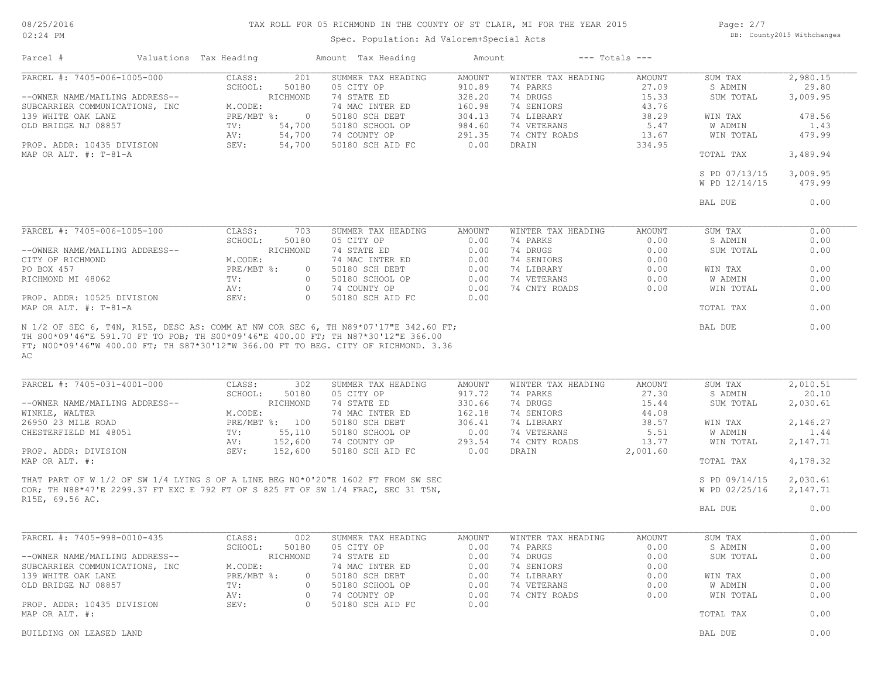# TAX ROLL FOR 05 RICHMOND IN THE COUNTY OF ST CLAIR, MI FOR THE YEAR 2015

Spec. Population: Ad Valorem+Special Acts

| Parcel # | Valuations | Tax Heading | Amount | Tax Heading | Amount | --- Totals --- | |
|---|---|---|---|---|---|---|---|

## PARCEL #: 7405-006-1005-000

--OWNER NAME/MAILING ADDRESS--
SUBCARRIER COMMUNICATIONS, INC
139 WHITE OAK LANE
OLD BRIDGE NJ 08857

PROP. ADDR: 10435 DIVISION
MAP OR ALT. #: T-81-A

| Valuations | | SUMMER TAX HEADING | AMOUNT | WINTER TAX HEADING | AMOUNT | Totals | |
|---|---|---|---|---|---|---|---|
| CLASS: | 201 | 05 CITY OP | 910.89 | 74 PARKS | 27.09 | SUM TAX | 2,980.15 |
| SCHOOL: | 50180 | 74 STATE ED | 328.20 | 74 DRUGS | 15.33 | S ADMIN | 29.80 |
| | RICHMOND | 74 MAC INTER ED | 160.98 | 74 SENIORS | 43.76 | SUM TOTAL | 3,009.95 |
| M.CODE: | | 50180 SCH DEBT | 304.13 | 74 LIBRARY | 38.29 | WIN TAX | 478.56 |
| PRE/MBT %: | 0 | 50180 SCHOOL OP | 984.60 | 74 VETERANS | 5.47 | W ADMIN | 1.43 |
| TV: | 54,700 | 74 COUNTY OP | 291.35 | 74 CNTY ROADS | 13.67 | WIN TOTAL | 479.99 |
| AV: | 54,700 | 50180 SCH AID FC | 0.00 | DRAIN | 334.95 | TOTAL TAX | 3,489.94 |
| SEV: | 54,700 | | | | | S PD 07/13/15 | 3,009.95 |
| | | | | | | W PD 12/14/15 | 479.99 |
| | | | | | | BAL DUE | 0.00 |

## PARCEL #: 7405-006-1005-100

--OWNER NAME/MAILING ADDRESS--
CITY OF RICHMOND
PO BOX 457
RICHMOND MI 48062

PROP. ADDR: 10525 DIVISION
MAP OR ALT. #: T-81-A

| Valuations | | SUMMER TAX HEADING | AMOUNT | WINTER TAX HEADING | AMOUNT | Totals | |
|---|---|---|---|---|---|---|---|
| CLASS: | 703 | 05 CITY OP | 0.00 | 74 PARKS | 0.00 | SUM TAX | 0.00 |
| SCHOOL: | 50180 | 74 STATE ED | 0.00 | 74 DRUGS | 0.00 | S ADMIN | 0.00 |
| | RICHMOND | 74 MAC INTER ED | 0.00 | 74 SENIORS | 0.00 | SUM TOTAL | 0.00 |
| M.CODE: | | 50180 SCH DEBT | 0.00 | 74 LIBRARY | 0.00 | WIN TAX | 0.00 |
| PRE/MBT %: | 0 | 50180 SCHOOL OP | 0.00 | 74 VETERANS | 0.00 | W ADMIN | 0.00 |
| TV: | 0 | 74 COUNTY OP | 0.00 | 74 CNTY ROADS | 0.00 | WIN TOTAL | 0.00 |
| AV: | 0 | 50180 SCH AID FC | 0.00 | | | TOTAL TAX | 0.00 |
| SEV: | 0 | | | | | BAL DUE | 0.00 |

N 1/2 OF SEC 6, T4N, R15E, DESC AS: COMM AT NW COR SEC 6, TH N89*07'17"E 342.60 FT; TH S00*09'46"E 591.70 FT TO POB; TH S00*09'46"E 400.00 FT; TH N87*30'12"E 366.00 FT; N00*09'46"W 400.00 FT; TH S87*30'12"W 366.00 FT TO BEG. CITY OF RICHMOND. 3.36 AC

## PARCEL #: 7405-031-4001-000

--OWNER NAME/MAILING ADDRESS--
WINKLE, WALTER
26950 23 MILE ROAD
CHESTERFIELD MI 48051

PROP. ADDR: DIVISION
MAP OR ALT. #:

| Valuations | | SUMMER TAX HEADING | AMOUNT | WINTER TAX HEADING | AMOUNT | Totals | |
|---|---|---|---|---|---|---|---|
| CLASS: | 302 | 05 CITY OP | 917.72 | 74 PARKS | 27.30 | SUM TAX | 2,010.51 |
| SCHOOL: | 50180 | 74 STATE ED | 330.66 | 74 DRUGS | 15.44 | S ADMIN | 20.10 |
| | RICHMOND | 74 MAC INTER ED | 162.18 | 74 SENIORS | 44.08 | SUM TOTAL | 2,030.61 |
| M.CODE: | | 50180 SCH DEBT | 306.41 | 74 LIBRARY | 38.57 | WIN TAX | 2,146.27 |
| PRE/MBT %: | 100 | 50180 SCHOOL OP | 0.00 | 74 VETERANS | 5.51 | W ADMIN | 1.44 |
| TV: | 55,110 | 74 COUNTY OP | 293.54 | 74 CNTY ROADS | 13.77 | WIN TOTAL | 2,147.71 |
| AV: | 152,600 | 50180 SCH AID FC | 0.00 | DRAIN | 2,001.60 | TOTAL TAX | 4,178.32 |
| SEV: | 152,600 | | | | | S PD 09/14/15 | 2,030.61 |
| | | | | | | W PD 02/25/16 | 2,147.71 |
| | | | | | | BAL DUE | 0.00 |

THAT PART OF W 1/2 OF SW 1/4 LYING S OF A LINE BEG N0*0'20"E 1602 FT FROM SW SEC COR; TH N88*47'E 2299.37 FT EXC E 792 FT OF S 825 FT OF SW 1/4 FRAC, SEC 31 T5N, R15E, 69.56 AC.

## PARCEL #: 7405-998-0010-435

--OWNER NAME/MAILING ADDRESS--
SUBCARRIER COMMUNICATIONS, INC
139 WHITE OAK LANE
OLD BRIDGE NJ 08857

PROP. ADDR: 10435 DIVISION
MAP OR ALT. #:

| Valuations | | SUMMER TAX HEADING | AMOUNT | WINTER TAX HEADING | AMOUNT | Totals | |
|---|---|---|---|---|---|---|---|
| CLASS: | 002 | 05 CITY OP | 0.00 | 74 PARKS | 0.00 | SUM TAX | 0.00 |
| SCHOOL: | 50180 | 74 STATE ED | 0.00 | 74 DRUGS | 0.00 | S ADMIN | 0.00 |
| | RICHMOND | 74 MAC INTER ED | 0.00 | 74 SENIORS | 0.00 | SUM TOTAL | 0.00 |
| M.CODE: | | 50180 SCH DEBT | 0.00 | 74 LIBRARY | 0.00 | WIN TAX | 0.00 |
| PRE/MBT %: | 0 | 50180 SCHOOL OP | 0.00 | 74 VETERANS | 0.00 | W ADMIN | 0.00 |
| TV: | 0 | 74 COUNTY OP | 0.00 | 74 CNTY ROADS | 0.00 | WIN TOTAL | 0.00 |
| AV: | 0 | 50180 SCH AID FC | 0.00 | | | TOTAL TAX | 0.00 |
| SEV: | 0 | | | | | BAL DUE | 0.00 |

BUILDING ON LEASED LAND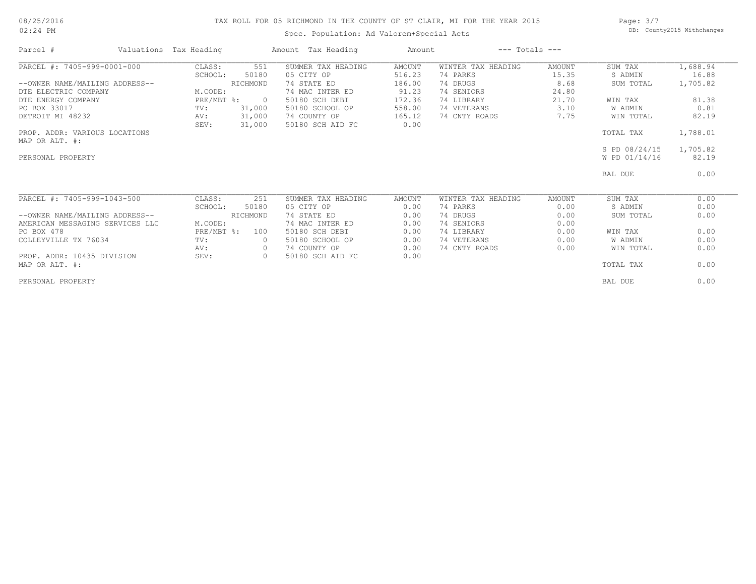# TAX ROLL FOR 05 RICHMOND IN THE COUNTY OF ST CLAIR, MI FOR THE YEAR 2015

Spec. Population: Ad Valorem+Special Acts

DB: County2015 Withchanges

| Parcel # | Valuations | Tax Heading | Amount | Tax Heading | Amount | --- Totals --- | |
|---|---|---|---|---|---|---|---|
| PARCEL #: 7405-999-0001-000 | CLASS: 551 | SUMMER TAX HEADING | AMOUNT | WINTER TAX HEADING | AMOUNT | SUM TAX | 1,688.94 |
| | SCHOOL: 50180 | 05 CITY OP | 516.23 | 74 PARKS | 15.35 | S ADMIN | 16.88 |
| --OWNER NAME/MAILING ADDRESS-- | RICHMOND | 74 STATE ED | 186.00 | 74 DRUGS | 8.68 | SUM TOTAL | 1,705.82 |
| DTE ELECTRIC COMPANY | M.CODE: | 74 MAC INTER ED | 91.23 | 74 SENIORS | 24.80 | | |
| DTE ENERGY COMPANY | PRE/MBT %: 0 | 50180 SCH DEBT | 172.36 | 74 LIBRARY | 21.70 | WIN TAX | 81.38 |
| PO BOX 33017 | TV: 31,000 | 50180 SCHOOL OP | 558.00 | 74 VETERANS | 3.10 | W ADMIN | 0.81 |
| DETROIT MI 48232 | AV: 31,000 | 74 COUNTY OP | 165.12 | 74 CNTY ROADS | 7.75 | WIN TOTAL | 82.19 |
| | SEV: 31,000 | 50180 SCH AID FC | 0.00 | | | | |
| PROP. ADDR: VARIOUS LOCATIONS | | | | | | TOTAL TAX | 1,788.01 |
| MAP OR ALT. #: | | | | | | | |
| | | | | | | S PD 08/24/15 | 1,705.82 |
| PERSONAL PROPERTY | | | | | | W PD 01/14/16 | 82.19 |
| | | | | | | BAL DUE | 0.00 |
| PARCEL #: 7405-999-1043-500 | CLASS: 251 | SUMMER TAX HEADING | AMOUNT | WINTER TAX HEADING | AMOUNT | SUM TAX | 0.00 |
| | SCHOOL: 50180 | 05 CITY OP | 0.00 | 74 PARKS | 0.00 | S ADMIN | 0.00 |
| --OWNER NAME/MAILING ADDRESS-- | RICHMOND | 74 STATE ED | 0.00 | 74 DRUGS | 0.00 | SUM TOTAL | 0.00 |
| AMERICAN MESSAGING SERVICES LLC | M.CODE: | 74 MAC INTER ED | 0.00 | 74 SENIORS | 0.00 | | |
| PO BOX 478 | PRE/MBT %: 100 | 50180 SCH DEBT | 0.00 | 74 LIBRARY | 0.00 | WIN TAX | 0.00 |
| COLLEYVILLE TX 76034 | TV: 0 | 50180 SCHOOL OP | 0.00 | 74 VETERANS | 0.00 | W ADMIN | 0.00 |
| | AV: 0 | 74 COUNTY OP | 0.00 | 74 CNTY ROADS | 0.00 | WIN TOTAL | 0.00 |
| PROP. ADDR: 10435 DIVISION | SEV: 0 | 50180 SCH AID FC | 0.00 | | | | |
| MAP OR ALT. #: | | | | | | TOTAL TAX | 0.00 |
| PERSONAL PROPERTY | | | | | | BAL DUE | 0.00 |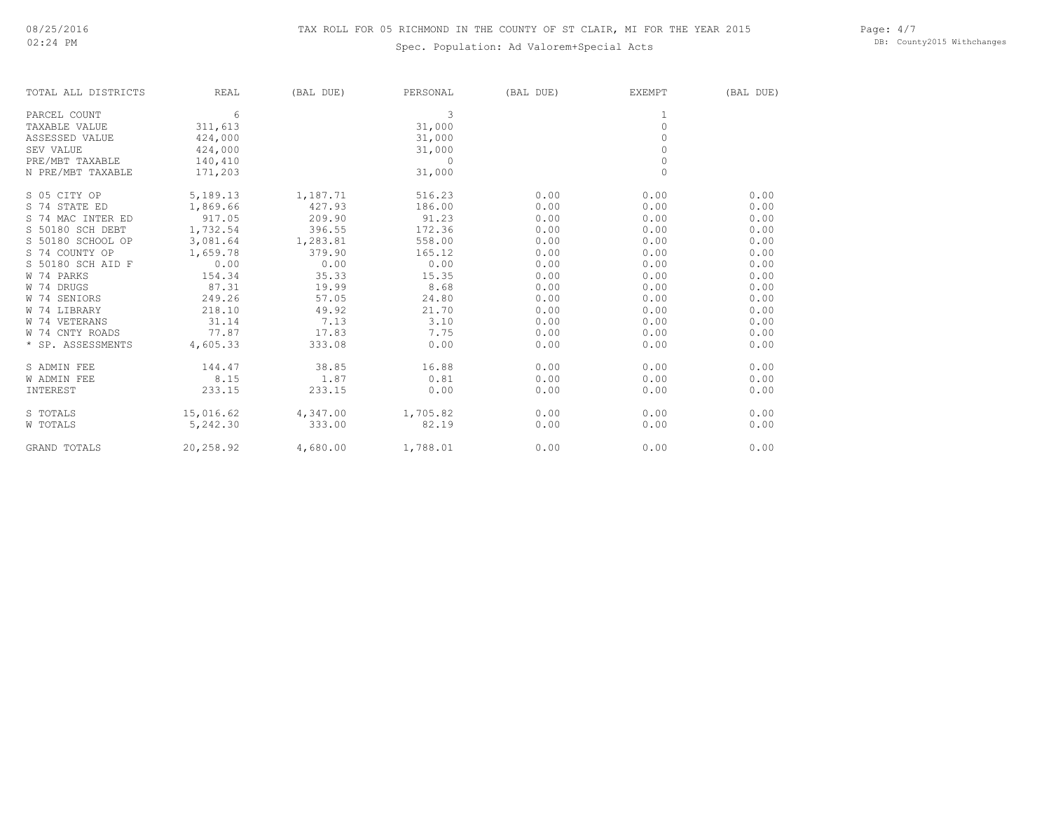# TAX ROLL FOR 05 RICHMOND IN THE COUNTY OF ST CLAIR, MI FOR THE YEAR 2015

Spec. Population: Ad Valorem+Special Acts

| TOTAL ALL DISTRICTS | REAL | (BAL DUE) | PERSONAL | (BAL DUE) | EXEMPT | (BAL DUE) |
|---|---|---|---|---|---|---|
| PARCEL COUNT | 6 | | 3 | | 1 | |
| TAXABLE VALUE | 311,613 | | 31,000 | | 0 | |
| ASSESSED VALUE | 424,000 | | 31,000 | | 0 | |
| SEV VALUE | 424,000 | | 31,000 | | 0 | |
| PRE/MBT TAXABLE | 140,410 | | 0 | | 0 | |
| N PRE/MBT TAXABLE | 171,203 | | 31,000 | | 0 | |
| S 05 CITY OP | 5,189.13 | 1,187.71 | 516.23 | 0.00 | 0.00 | 0.00 |
| S 74 STATE ED | 1,869.66 | 427.93 | 186.00 | 0.00 | 0.00 | 0.00 |
| S 74 MAC INTER ED | 917.05 | 209.90 | 91.23 | 0.00 | 0.00 | 0.00 |
| S 50180 SCH DEBT | 1,732.54 | 396.55 | 172.36 | 0.00 | 0.00 | 0.00 |
| S 50180 SCHOOL OP | 3,081.64 | 1,283.81 | 558.00 | 0.00 | 0.00 | 0.00 |
| S 74 COUNTY OP | 1,659.78 | 379.90 | 165.12 | 0.00 | 0.00 | 0.00 |
| S 50180 SCH AID F | 0.00 | 0.00 | 0.00 | 0.00 | 0.00 | 0.00 |
| W 74 PARKS | 154.34 | 35.33 | 15.35 | 0.00 | 0.00 | 0.00 |
| W 74 DRUGS | 87.31 | 19.99 | 8.68 | 0.00 | 0.00 | 0.00 |
| W 74 SENIORS | 249.26 | 57.05 | 24.80 | 0.00 | 0.00 | 0.00 |
| W 74 LIBRARY | 218.10 | 49.92 | 21.70 | 0.00 | 0.00 | 0.00 |
| W 74 VETERANS | 31.14 | 7.13 | 3.10 | 0.00 | 0.00 | 0.00 |
| W 74 CNTY ROADS | 77.87 | 17.83 | 7.75 | 0.00 | 0.00 | 0.00 |
| * SP. ASSESSMENTS | 4,605.33 | 333.08 | 0.00 | 0.00 | 0.00 | 0.00 |
| S ADMIN FEE | 144.47 | 38.85 | 16.88 | 0.00 | 0.00 | 0.00 |
| W ADMIN FEE | 8.15 | 1.87 | 0.81 | 0.00 | 0.00 | 0.00 |
| INTEREST | 233.15 | 233.15 | 0.00 | 0.00 | 0.00 | 0.00 |
| S TOTALS | 15,016.62 | 4,347.00 | 1,705.82 | 0.00 | 0.00 | 0.00 |
| W TOTALS | 5,242.30 | 333.00 | 82.19 | 0.00 | 0.00 | 0.00 |
| GRAND TOTALS | 20,258.92 | 4,680.00 | 1,788.01 | 0.00 | 0.00 | 0.00 |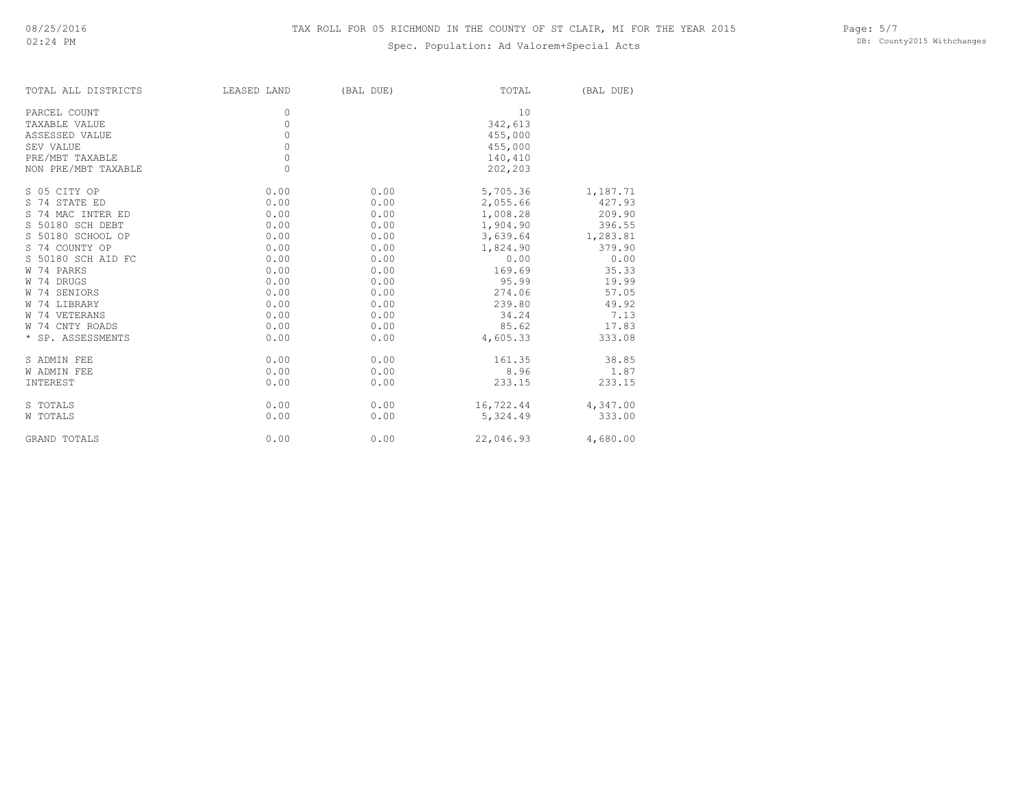TAX ROLL FOR 05 RICHMOND IN THE COUNTY OF ST CLAIR, MI FOR THE YEAR 2015

Spec. Population: Ad Valorem+Special Acts

| TOTAL ALL DISTRICTS | LEASED LAND | (BAL DUE) | TOTAL | (BAL DUE) |
|---|---|---|---|---|
| PARCEL COUNT | 0 | | 10 | |
| TAXABLE VALUE | 0 | | 342,613 | |
| ASSESSED VALUE | 0 | | 455,000 | |
| SEV VALUE | 0 | | 455,000 | |
| PRE/MBT TAXABLE | 0 | | 140,410 | |
| NON PRE/MBT TAXABLE | 0 | | 202,203 | |
| S 05 CITY OP | 0.00 | 0.00 | 5,705.36 | 1,187.71 |
| S 74 STATE ED | 0.00 | 0.00 | 2,055.66 | 427.93 |
| S 74 MAC INTER ED | 0.00 | 0.00 | 1,008.28 | 209.90 |
| S 50180 SCH DEBT | 0.00 | 0.00 | 1,904.90 | 396.55 |
| S 50180 SCHOOL OP | 0.00 | 0.00 | 3,639.64 | 1,283.81 |
| S 74 COUNTY OP | 0.00 | 0.00 | 1,824.90 | 379.90 |
| S 50180 SCH AID FC | 0.00 | 0.00 | 0.00 | 0.00 |
| W 74 PARKS | 0.00 | 0.00 | 169.69 | 35.33 |
| W 74 DRUGS | 0.00 | 0.00 | 95.99 | 19.99 |
| W 74 SENIORS | 0.00 | 0.00 | 274.06 | 57.05 |
| W 74 LIBRARY | 0.00 | 0.00 | 239.80 | 49.92 |
| W 74 VETERANS | 0.00 | 0.00 | 34.24 | 7.13 |
| W 74 CNTY ROADS | 0.00 | 0.00 | 85.62 | 17.83 |
| * SP. ASSESSMENTS | 0.00 | 0.00 | 4,605.33 | 333.08 |
| S ADMIN FEE | 0.00 | 0.00 | 161.35 | 38.85 |
| W ADMIN FEE | 0.00 | 0.00 | 8.96 | 1.87 |
| INTEREST | 0.00 | 0.00 | 233.15 | 233.15 |
| S TOTALS | 0.00 | 0.00 | 16,722.44 | 4,347.00 |
| W TOTALS | 0.00 | 0.00 | 5,324.49 | 333.00 |
| GRAND TOTALS | 0.00 | 0.00 | 22,046.93 | 4,680.00 |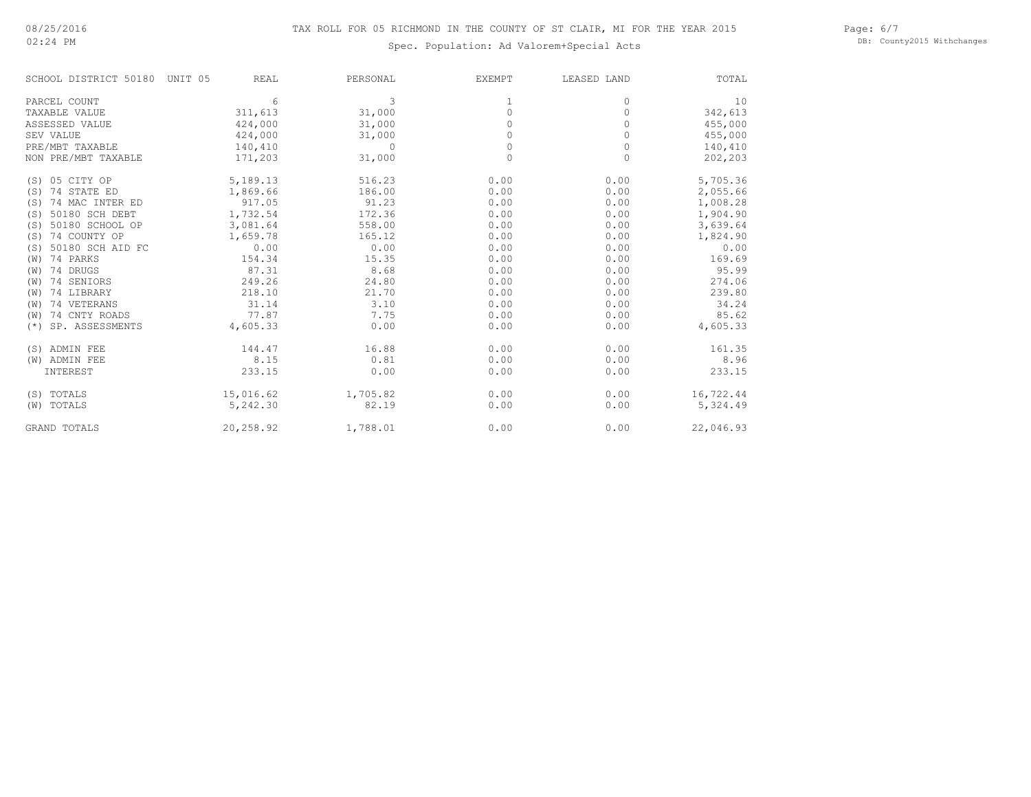# TAX ROLL FOR 05 RICHMOND IN THE COUNTY OF ST CLAIR, MI FOR THE YEAR 2015

Spec. Population: Ad Valorem+Special Acts

| SCHOOL DISTRICT 50180 UNIT 05 | REAL | PERSONAL | EXEMPT | LEASED LAND | TOTAL |
|---|---|---|---|---|---|
| PARCEL COUNT | 6 | 3 | 1 | 0 | 10 |
| TAXABLE VALUE | 311,613 | 31,000 | 0 | 0 | 342,613 |
| ASSESSED VALUE | 424,000 | 31,000 | 0 | 0 | 455,000 |
| SEV VALUE | 424,000 | 31,000 | 0 | 0 | 455,000 |
| PRE/MBT TAXABLE | 140,410 | 0 | 0 | 0 | 140,410 |
| NON PRE/MBT TAXABLE | 171,203 | 31,000 | 0 | 0 | 202,203 |
| (S) 05 CITY OP | 5,189.13 | 516.23 | 0.00 | 0.00 | 5,705.36 |
| (S) 74 STATE ED | 1,869.66 | 186.00 | 0.00 | 0.00 | 2,055.66 |
| (S) 74 MAC INTER ED | 917.05 | 91.23 | 0.00 | 0.00 | 1,008.28 |
| (S) 50180 SCH DEBT | 1,732.54 | 172.36 | 0.00 | 0.00 | 1,904.90 |
| (S) 50180 SCHOOL OP | 3,081.64 | 558.00 | 0.00 | 0.00 | 3,639.64 |
| (S) 74 COUNTY OP | 1,659.78 | 165.12 | 0.00 | 0.00 | 1,824.90 |
| (S) 50180 SCH AID FC | 0.00 | 0.00 | 0.00 | 0.00 | 0.00 |
| (W) 74 PARKS | 154.34 | 15.35 | 0.00 | 0.00 | 169.69 |
| (W) 74 DRUGS | 87.31 | 8.68 | 0.00 | 0.00 | 95.99 |
| (W) 74 SENIORS | 249.26 | 24.80 | 0.00 | 0.00 | 274.06 |
| (W) 74 LIBRARY | 218.10 | 21.70 | 0.00 | 0.00 | 239.80 |
| (W) 74 VETERANS | 31.14 | 3.10 | 0.00 | 0.00 | 34.24 |
| (W) 74 CNTY ROADS | 77.87 | 7.75 | 0.00 | 0.00 | 85.62 |
| (*) SP. ASSESSMENTS | 4,605.33 | 0.00 | 0.00 | 0.00 | 4,605.33 |
| (S) ADMIN FEE | 144.47 | 16.88 | 0.00 | 0.00 | 161.35 |
| (W) ADMIN FEE | 8.15 | 0.81 | 0.00 | 0.00 | 8.96 |
| INTEREST | 233.15 | 0.00 | 0.00 | 0.00 | 233.15 |
| (S) TOTALS | 15,016.62 | 1,705.82 | 0.00 | 0.00 | 16,722.44 |
| (W) TOTALS | 5,242.30 | 82.19 | 0.00 | 0.00 | 5,324.49 |
| GRAND TOTALS | 20,258.92 | 1,788.01 | 0.00 | 0.00 | 22,046.93 |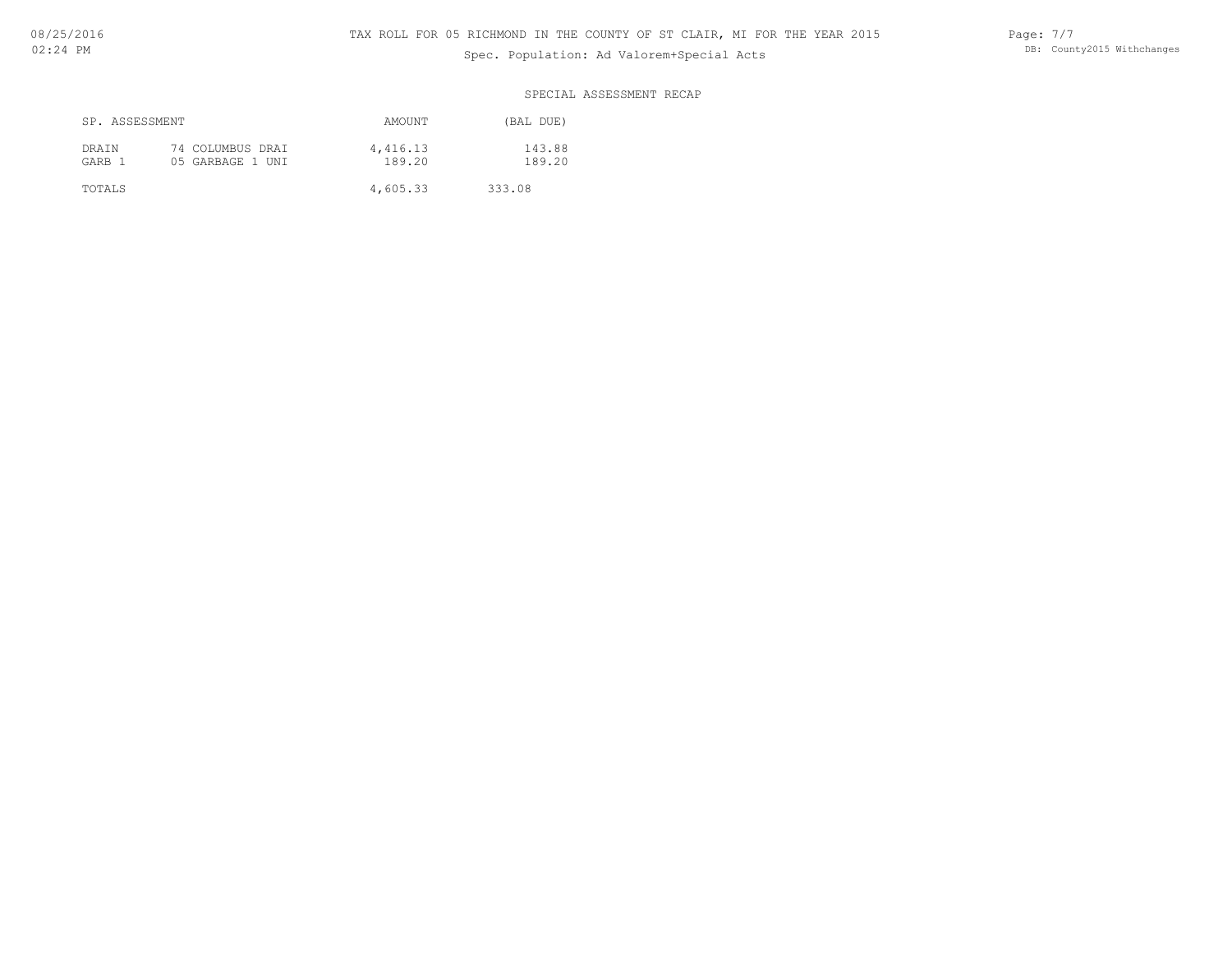TAX ROLL FOR 05 RICHMOND IN THE COUNTY OF ST CLAIR, MI FOR THE YEAR 2015

Spec. Population: Ad Valorem+Special Acts

## SPECIAL ASSESSMENT RECAP

| SP. ASSESSMENT | | AMOUNT | (BAL DUE) |
|---|---|---|---|
| DRAIN | 74 COLUMBUS DRAI | 4,416.13 | 143.88 |
| GARB 1 | 05 GARBAGE 1 UNI | 189.20 | 189.20 |
| TOTALS | | 4,605.33 | 333.08 |